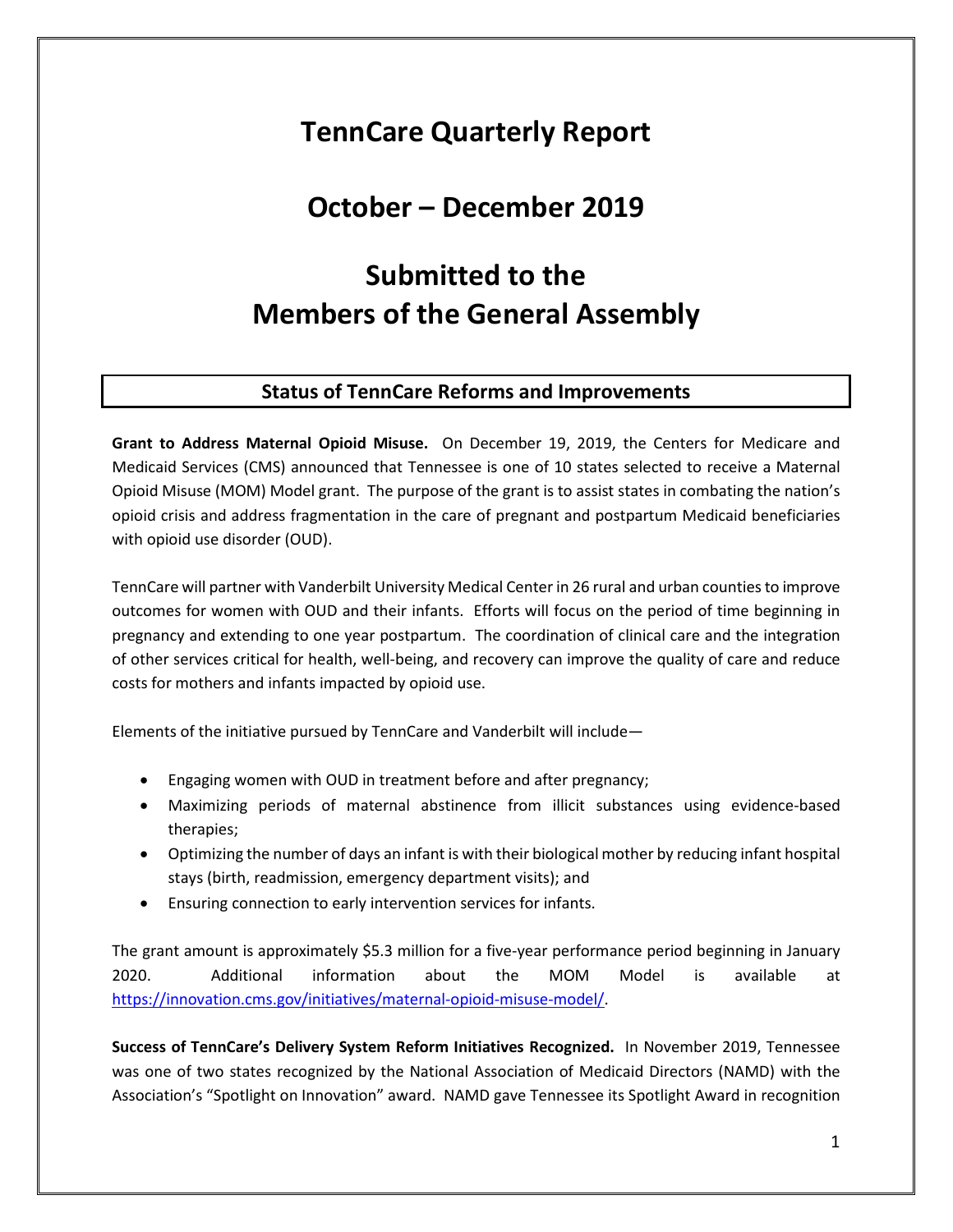# TennCare Quarterly Report

# October – December 2019

# Submitted to the Members of the General Assembly

## Status of TennCare Reforms and Improvements

**Grant to Address Maternal Opioid Misuse.** On December 19, 2019, the Centers for Medicare and Medicaid Services (CMS) announced that Tennessee is one of 10 states selected to receive a Maternal Opioid Misuse (MOM) Model grant. The purpose of the grant is to assist states in combating the nation's opioid crisis and address fragmentation in the care of pregnant and postpartum Medicaid beneficiaries with opioid use disorder (OUD).

TennCare will partner with Vanderbilt University Medical Center in 26 rural and urban counties to improve outcomes for women with OUD and their infants. Efforts will focus on the period of time beginning in pregnancy and extending to one year postpartum. The coordination of clinical care and the integration of other services critical for health, well-being, and recovery can improve the quality of care and reduce costs for mothers and infants impacted by opioid use.

Elements of the initiative pursued by TennCare and Vanderbilt will include—

- Engaging women with OUD in treatment before and after pregnancy;
- Maximizing periods of maternal abstinence from illicit substances using evidence-based therapies;
- Optimizing the number of days an infant is with their biological mother by reducing infant hospital stays (birth, readmission, emergency department visits); and
- Ensuring connection to early intervention services for infants.

The grant amount is approximately $5.3 million for a five-year performance period beginning in January 2020. Additional information about the MOM Model is available at https://innovation.cms.gov/initiatives/maternal-opioid-misuse-model/.

**Success of TennCare's Delivery System Reform Initiatives Recognized.** In November 2019, Tennessee was one of two states recognized by the National Association of Medicaid Directors (NAMD) with the Association's "Spotlight on Innovation" award. NAMD gave Tennessee its Spotlight Award in recognition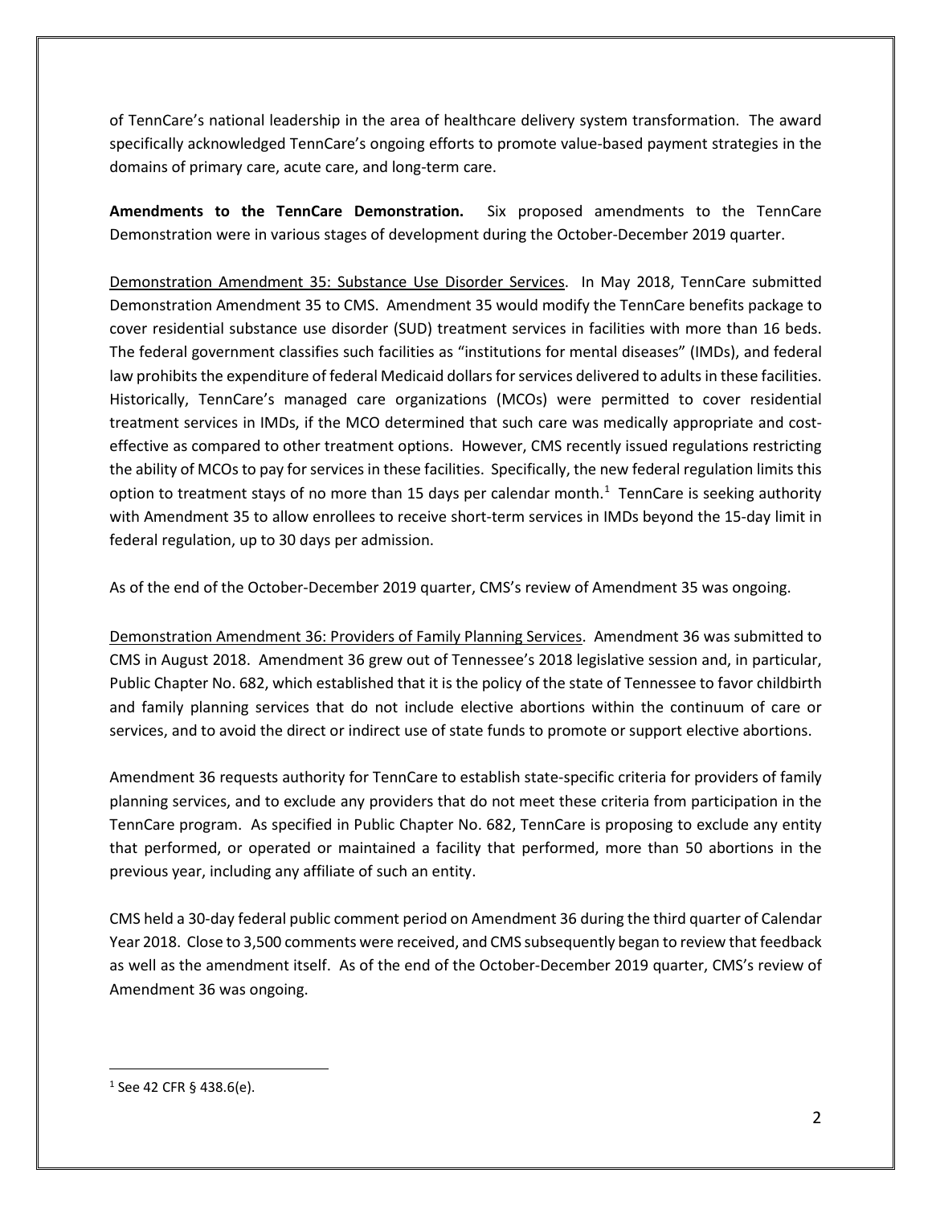of TennCare's national leadership in the area of healthcare delivery system transformation. The award specifically acknowledged TennCare's ongoing efforts to promote value-based payment strategies in the domains of primary care, acute care, and long-term care.

**Amendments to the TennCare Demonstration.** Six proposed amendments to the TennCare Demonstration were in various stages of development during the October-December 2019 quarter.

<u>Demonstration Amendment 35: Substance Use Disorder Services</u>. In May 2018, TennCare submitted Demonstration Amendment 35 to CMS. Amendment 35 would modify the TennCare benefits package to cover residential substance use disorder (SUD) treatment services in facilities with more than 16 beds. The federal government classifies such facilities as "institutions for mental diseases" (IMDs), and federal law prohibits the expenditure of federal Medicaid dollars for services delivered to adults in these facilities. Historically, TennCare's managed care organizations (MCOs) were permitted to cover residential treatment services in IMDs, if the MCO determined that such care was medically appropriate and cost-effective as compared to other treatment options. However, CMS recently issued regulations restricting the ability of MCOs to pay for services in these facilities. Specifically, the new federal regulation limits this option to treatment stays of no more than 15 days per calendar month.[1] TennCare is seeking authority with Amendment 35 to allow enrollees to receive short-term services in IMDs beyond the 15-day limit in federal regulation, up to 30 days per admission.

As of the end of the October-December 2019 quarter, CMS's review of Amendment 35 was ongoing.

<u>Demonstration Amendment 36: Providers of Family Planning Services</u>. Amendment 36 was submitted to CMS in August 2018. Amendment 36 grew out of Tennessee's 2018 legislative session and, in particular, Public Chapter No. 682, which established that it is the policy of the state of Tennessee to favor childbirth and family planning services that do not include elective abortions within the continuum of care or services, and to avoid the direct or indirect use of state funds to promote or support elective abortions.

Amendment 36 requests authority for TennCare to establish state-specific criteria for providers of family planning services, and to exclude any providers that do not meet these criteria from participation in the TennCare program. As specified in Public Chapter No. 682, TennCare is proposing to exclude any entity that performed, or operated or maintained a facility that performed, more than 50 abortions in the previous year, including any affiliate of such an entity.

CMS held a 30-day federal public comment period on Amendment 36 during the third quarter of Calendar Year 2018. Close to 3,500 comments were received, and CMS subsequently began to review that feedback as well as the amendment itself. As of the end of the October-December 2019 quarter, CMS's review of Amendment 36 was ongoing.

---

[1] See 42 CFR § 438.6(e).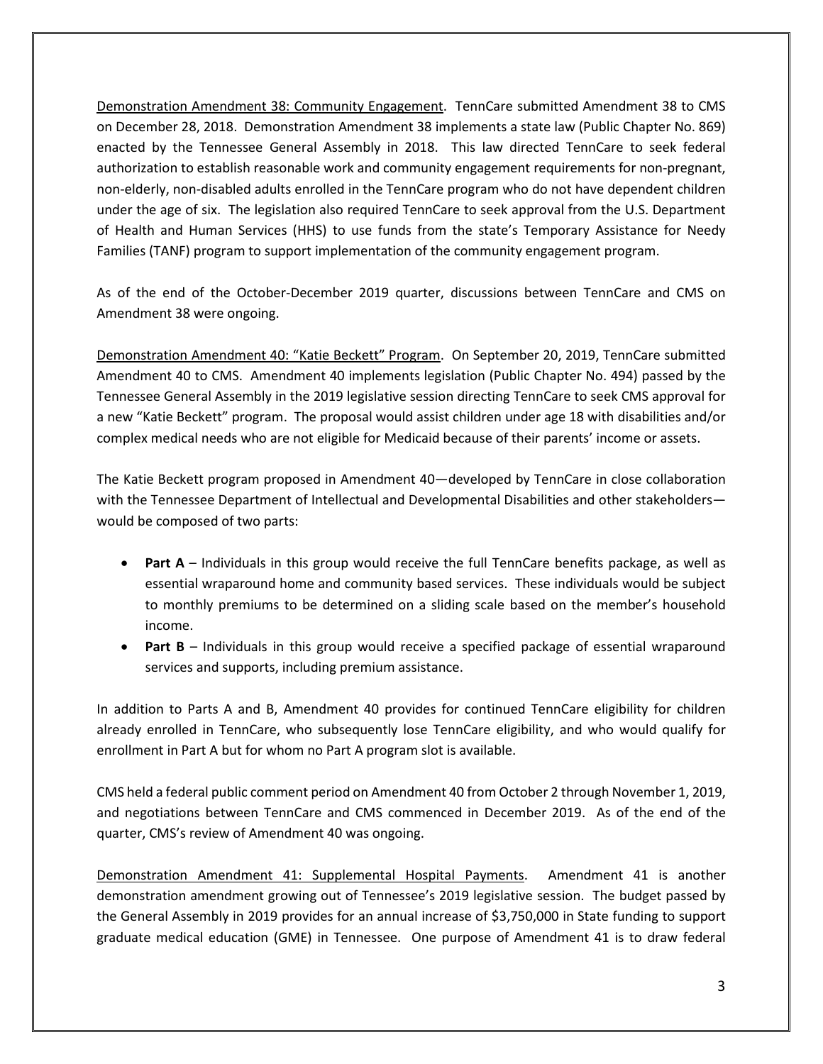Demonstration Amendment 38: Community Engagement. TennCare submitted Amendment 38 to CMS on December 28, 2018. Demonstration Amendment 38 implements a state law (Public Chapter No. 869) enacted by the Tennessee General Assembly in 2018. This law directed TennCare to seek federal authorization to establish reasonable work and community engagement requirements for non-pregnant, non-elderly, non-disabled adults enrolled in the TennCare program who do not have dependent children under the age of six. The legislation also required TennCare to seek approval from the U.S. Department of Health and Human Services (HHS) to use funds from the state's Temporary Assistance for Needy Families (TANF) program to support implementation of the community engagement program.

As of the end of the October-December 2019 quarter, discussions between TennCare and CMS on Amendment 38 were ongoing.

Demonstration Amendment 40: "Katie Beckett" Program. On September 20, 2019, TennCare submitted Amendment 40 to CMS. Amendment 40 implements legislation (Public Chapter No. 494) passed by the Tennessee General Assembly in the 2019 legislative session directing TennCare to seek CMS approval for a new "Katie Beckett" program. The proposal would assist children under age 18 with disabilities and/or complex medical needs who are not eligible for Medicaid because of their parents' income or assets.

The Katie Beckett program proposed in Amendment 40—developed by TennCare in close collaboration with the Tennessee Department of Intellectual and Developmental Disabilities and other stakeholders—would be composed of two parts:

- **Part A** – Individuals in this group would receive the full TennCare benefits package, as well as essential wraparound home and community based services. These individuals would be subject to monthly premiums to be determined on a sliding scale based on the member's household income.
- **Part B** – Individuals in this group would receive a specified package of essential wraparound services and supports, including premium assistance.

In addition to Parts A and B, Amendment 40 provides for continued TennCare eligibility for children already enrolled in TennCare, who subsequently lose TennCare eligibility, and who would qualify for enrollment in Part A but for whom no Part A program slot is available.

CMS held a federal public comment period on Amendment 40 from October 2 through November 1, 2019, and negotiations between TennCare and CMS commenced in December 2019. As of the end of the quarter, CMS's review of Amendment 40 was ongoing.

Demonstration Amendment 41: Supplemental Hospital Payments. Amendment 41 is another demonstration amendment growing out of Tennessee's 2019 legislative session. The budget passed by the General Assembly in 2019 provides for an annual increase of $3,750,000 in State funding to support graduate medical education (GME) in Tennessee. One purpose of Amendment 41 is to draw federal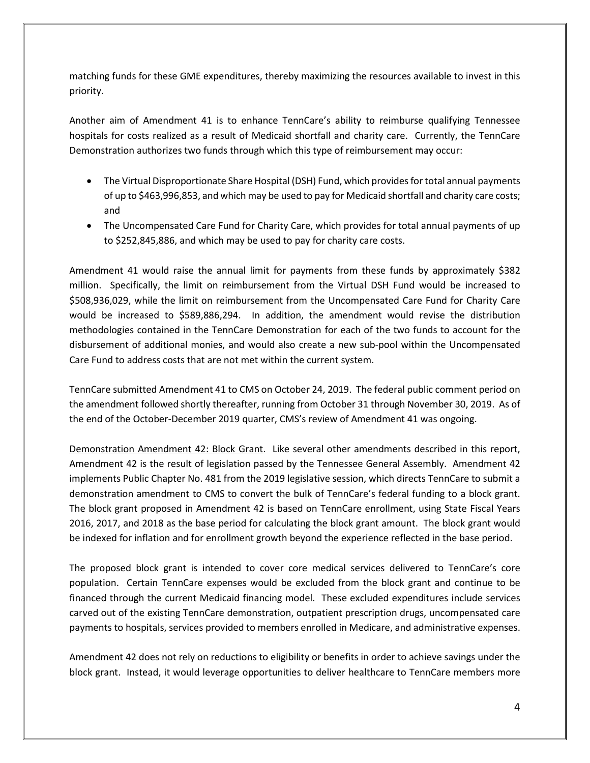matching funds for these GME expenditures, thereby maximizing the resources available to invest in this priority.

Another aim of Amendment 41 is to enhance TennCare's ability to reimburse qualifying Tennessee hospitals for costs realized as a result of Medicaid shortfall and charity care. Currently, the TennCare Demonstration authorizes two funds through which this type of reimbursement may occur:

- The Virtual Disproportionate Share Hospital (DSH) Fund, which provides for total annual payments of up to $463,996,853, and which may be used to pay for Medicaid shortfall and charity care costs; and
- The Uncompensated Care Fund for Charity Care, which provides for total annual payments of up to $252,845,886, and which may be used to pay for charity care costs.

Amendment 41 would raise the annual limit for payments from these funds by approximately $382 million. Specifically, the limit on reimbursement from the Virtual DSH Fund would be increased to $508,936,029, while the limit on reimbursement from the Uncompensated Care Fund for Charity Care would be increased to $589,886,294. In addition, the amendment would revise the distribution methodologies contained in the TennCare Demonstration for each of the two funds to account for the disbursement of additional monies, and would also create a new sub-pool within the Uncompensated Care Fund to address costs that are not met within the current system.

TennCare submitted Amendment 41 to CMS on October 24, 2019. The federal public comment period on the amendment followed shortly thereafter, running from October 31 through November 30, 2019. As of the end of the October-December 2019 quarter, CMS's review of Amendment 41 was ongoing.

<u>Demonstration Amendment 42: Block Grant</u>. Like several other amendments described in this report, Amendment 42 is the result of legislation passed by the Tennessee General Assembly. Amendment 42 implements Public Chapter No. 481 from the 2019 legislative session, which directs TennCare to submit a demonstration amendment to CMS to convert the bulk of TennCare's federal funding to a block grant. The block grant proposed in Amendment 42 is based on TennCare enrollment, using State Fiscal Years 2016, 2017, and 2018 as the base period for calculating the block grant amount. The block grant would be indexed for inflation and for enrollment growth beyond the experience reflected in the base period.

The proposed block grant is intended to cover core medical services delivered to TennCare's core population. Certain TennCare expenses would be excluded from the block grant and continue to be financed through the current Medicaid financing model. These excluded expenditures include services carved out of the existing TennCare demonstration, outpatient prescription drugs, uncompensated care payments to hospitals, services provided to members enrolled in Medicare, and administrative expenses.

Amendment 42 does not rely on reductions to eligibility or benefits in order to achieve savings under the block grant. Instead, it would leverage opportunities to deliver healthcare to TennCare members more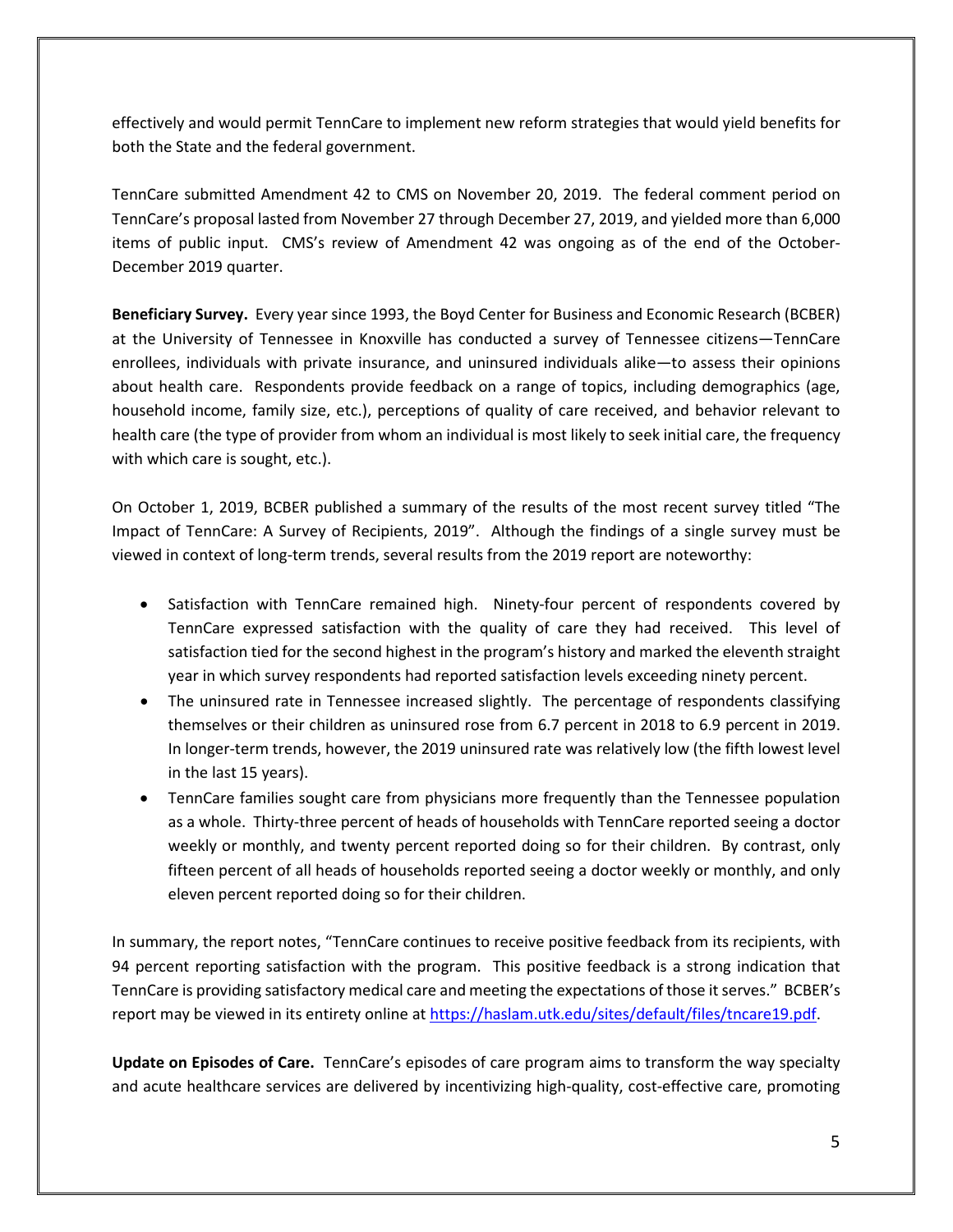effectively and would permit TennCare to implement new reform strategies that would yield benefits for both the State and the federal government.

TennCare submitted Amendment 42 to CMS on November 20, 2019. The federal comment period on TennCare's proposal lasted from November 27 through December 27, 2019, and yielded more than 6,000 items of public input. CMS's review of Amendment 42 was ongoing as of the end of the October-December 2019 quarter.

**Beneficiary Survey.** Every year since 1993, the Boyd Center for Business and Economic Research (BCBER) at the University of Tennessee in Knoxville has conducted a survey of Tennessee citizens—TennCare enrollees, individuals with private insurance, and uninsured individuals alike—to assess their opinions about health care. Respondents provide feedback on a range of topics, including demographics (age, household income, family size, etc.), perceptions of quality of care received, and behavior relevant to health care (the type of provider from whom an individual is most likely to seek initial care, the frequency with which care is sought, etc.).

On October 1, 2019, BCBER published a summary of the results of the most recent survey titled "The Impact of TennCare: A Survey of Recipients, 2019". Although the findings of a single survey must be viewed in context of long-term trends, several results from the 2019 report are noteworthy:

- Satisfaction with TennCare remained high. Ninety-four percent of respondents covered by TennCare expressed satisfaction with the quality of care they had received. This level of satisfaction tied for the second highest in the program's history and marked the eleventh straight year in which survey respondents had reported satisfaction levels exceeding ninety percent.
- The uninsured rate in Tennessee increased slightly. The percentage of respondents classifying themselves or their children as uninsured rose from 6.7 percent in 2018 to 6.9 percent in 2019. In longer-term trends, however, the 2019 uninsured rate was relatively low (the fifth lowest level in the last 15 years).
- TennCare families sought care from physicians more frequently than the Tennessee population as a whole. Thirty-three percent of heads of households with TennCare reported seeing a doctor weekly or monthly, and twenty percent reported doing so for their children. By contrast, only fifteen percent of all heads of households reported seeing a doctor weekly or monthly, and only eleven percent reported doing so for their children.

In summary, the report notes, "TennCare continues to receive positive feedback from its recipients, with 94 percent reporting satisfaction with the program. This positive feedback is a strong indication that TennCare is providing satisfactory medical care and meeting the expectations of those it serves." BCBER's report may be viewed in its entirety online at https://haslam.utk.edu/sites/default/files/tncare19.pdf.

**Update on Episodes of Care.** TennCare's episodes of care program aims to transform the way specialty and acute healthcare services are delivered by incentivizing high-quality, cost-effective care, promoting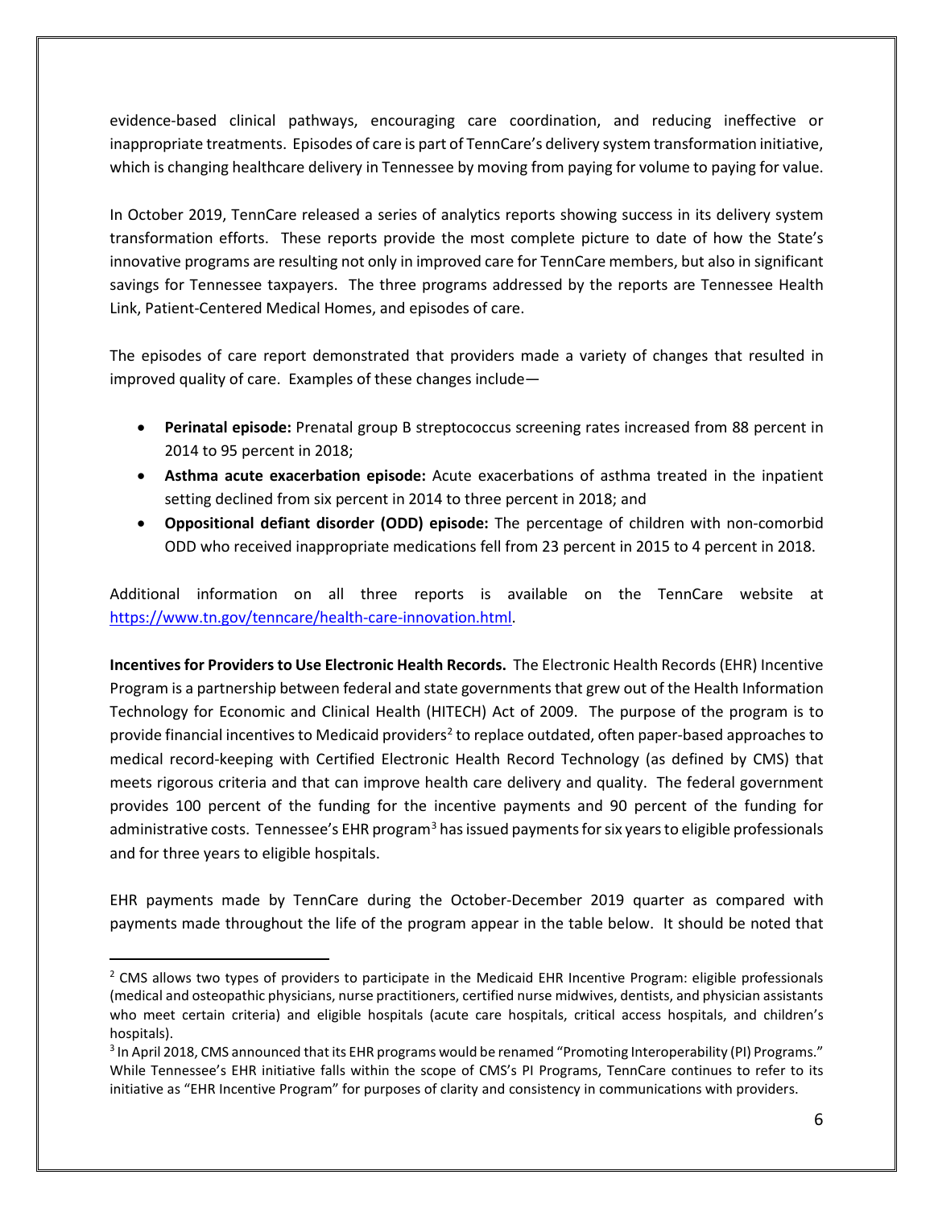evidence-based clinical pathways, encouraging care coordination, and reducing ineffective or inappropriate treatments. Episodes of care is part of TennCare's delivery system transformation initiative, which is changing healthcare delivery in Tennessee by moving from paying for volume to paying for value.

In October 2019, TennCare released a series of analytics reports showing success in its delivery system transformation efforts. These reports provide the most complete picture to date of how the State's innovative programs are resulting not only in improved care for TennCare members, but also in significant savings for Tennessee taxpayers. The three programs addressed by the reports are Tennessee Health Link, Patient-Centered Medical Homes, and episodes of care.

The episodes of care report demonstrated that providers made a variety of changes that resulted in improved quality of care. Examples of these changes include—

- **Perinatal episode:** Prenatal group B streptococcus screening rates increased from 88 percent in 2014 to 95 percent in 2018;
- **Asthma acute exacerbation episode:** Acute exacerbations of asthma treated in the inpatient setting declined from six percent in 2014 to three percent in 2018; and
- **Oppositional defiant disorder (ODD) episode:** The percentage of children with non-comorbid ODD who received inappropriate medications fell from 23 percent in 2015 to 4 percent in 2018.

Additional information on all three reports is available on the TennCare website at https://www.tn.gov/tenncare/health-care-innovation.html.

**Incentives for Providers to Use Electronic Health Records.** The Electronic Health Records (EHR) Incentive Program is a partnership between federal and state governments that grew out of the Health Information Technology for Economic and Clinical Health (HITECH) Act of 2009. The purpose of the program is to provide financial incentives to Medicaid providers[2] to replace outdated, often paper-based approaches to medical record-keeping with Certified Electronic Health Record Technology (as defined by CMS) that meets rigorous criteria and that can improve health care delivery and quality. The federal government provides 100 percent of the funding for the incentive payments and 90 percent of the funding for administrative costs. Tennessee's EHR program[3] has issued payments for six years to eligible professionals and for three years to eligible hospitals.

EHR payments made by TennCare during the October-December 2019 quarter as compared with payments made throughout the life of the program appear in the table below. It should be noted that

---

[2] CMS allows two types of providers to participate in the Medicaid EHR Incentive Program: eligible professionals (medical and osteopathic physicians, nurse practitioners, certified nurse midwives, dentists, and physician assistants who meet certain criteria) and eligible hospitals (acute care hospitals, critical access hospitals, and children's hospitals).

[3] In April 2018, CMS announced that its EHR programs would be renamed "Promoting Interoperability (PI) Programs." While Tennessee's EHR initiative falls within the scope of CMS's PI Programs, TennCare continues to refer to its initiative as "EHR Incentive Program" for purposes of clarity and consistency in communications with providers.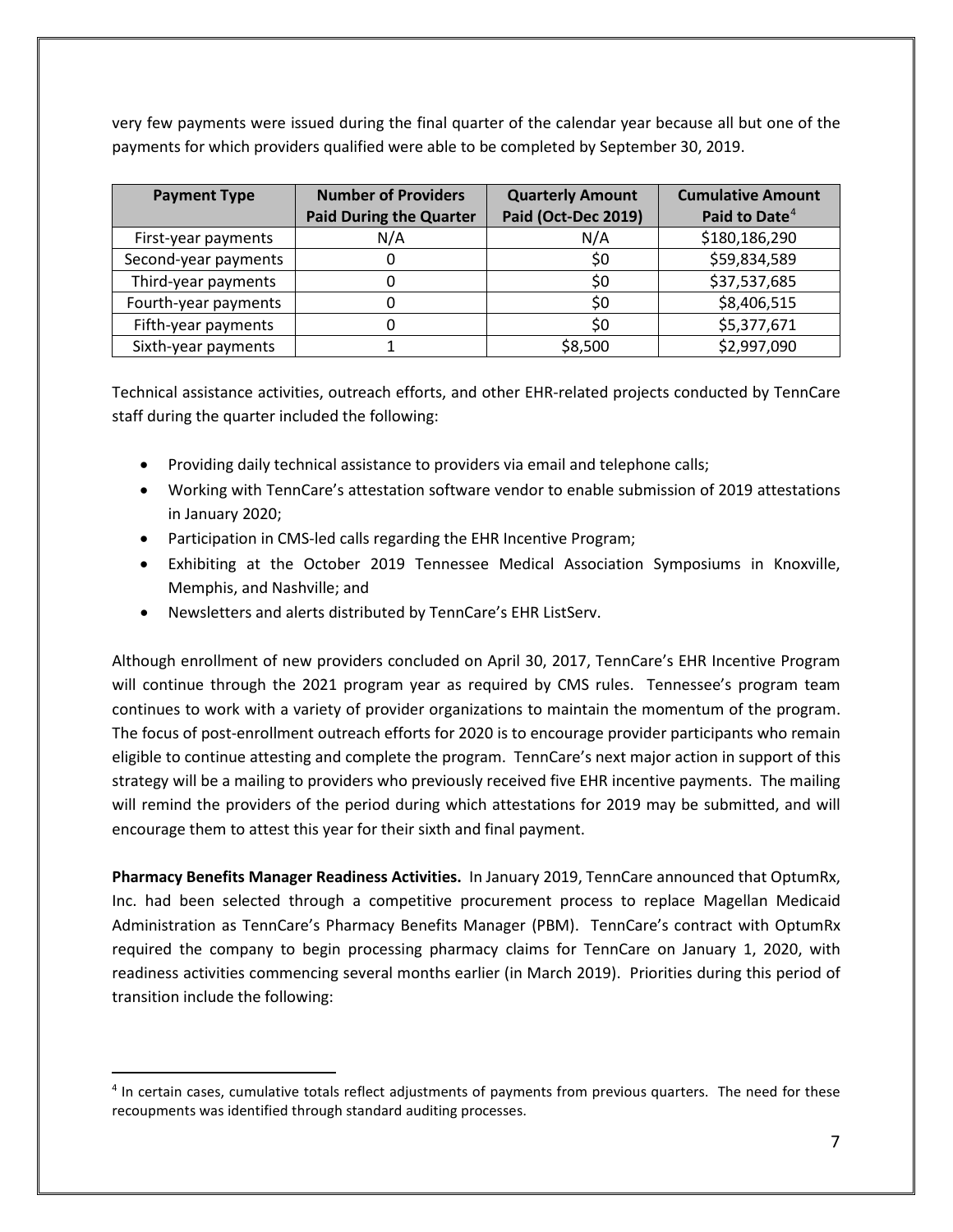very few payments were issued during the final quarter of the calendar year because all but one of the payments for which providers qualified were able to be completed by September 30, 2019.

| Payment Type | Number of Providers Paid During the Quarter | Quarterly Amount Paid (Oct-Dec 2019) | Cumulative Amount Paid to Date[4] |
|---|---|---|---|
| First-year payments | N/A | N/A | $180,186,290 |
| Second-year payments | 0 | $0 | $59,834,589 |
| Third-year payments | 0 | $0 | $37,537,685 |
| Fourth-year payments | 0 | $0 | $8,406,515 |
| Fifth-year payments | 0 | $0 | $5,377,671 |
| Sixth-year payments | 1 | $8,500 | $2,997,090 |

Technical assistance activities, outreach efforts, and other EHR-related projects conducted by TennCare staff during the quarter included the following:

- Providing daily technical assistance to providers via email and telephone calls;
- Working with TennCare's attestation software vendor to enable submission of 2019 attestations in January 2020;
- Participation in CMS-led calls regarding the EHR Incentive Program;
- Exhibiting at the October 2019 Tennessee Medical Association Symposiums in Knoxville, Memphis, and Nashville; and
- Newsletters and alerts distributed by TennCare's EHR ListServ.

Although enrollment of new providers concluded on April 30, 2017, TennCare's EHR Incentive Program will continue through the 2021 program year as required by CMS rules. Tennessee's program team continues to work with a variety of provider organizations to maintain the momentum of the program. The focus of post-enrollment outreach efforts for 2020 is to encourage provider participants who remain eligible to continue attesting and complete the program. TennCare's next major action in support of this strategy will be a mailing to providers who previously received five EHR incentive payments. The mailing will remind the providers of the period during which attestations for 2019 may be submitted, and will encourage them to attest this year for their sixth and final payment.

**Pharmacy Benefits Manager Readiness Activities.** In January 2019, TennCare announced that OptumRx, Inc. had been selected through a competitive procurement process to replace Magellan Medicaid Administration as TennCare's Pharmacy Benefits Manager (PBM). TennCare's contract with OptumRx required the company to begin processing pharmacy claims for TennCare on January 1, 2020, with readiness activities commencing several months earlier (in March 2019). Priorities during this period of transition include the following:

[4] In certain cases, cumulative totals reflect adjustments of payments from previous quarters. The need for these recoupments was identified through standard auditing processes.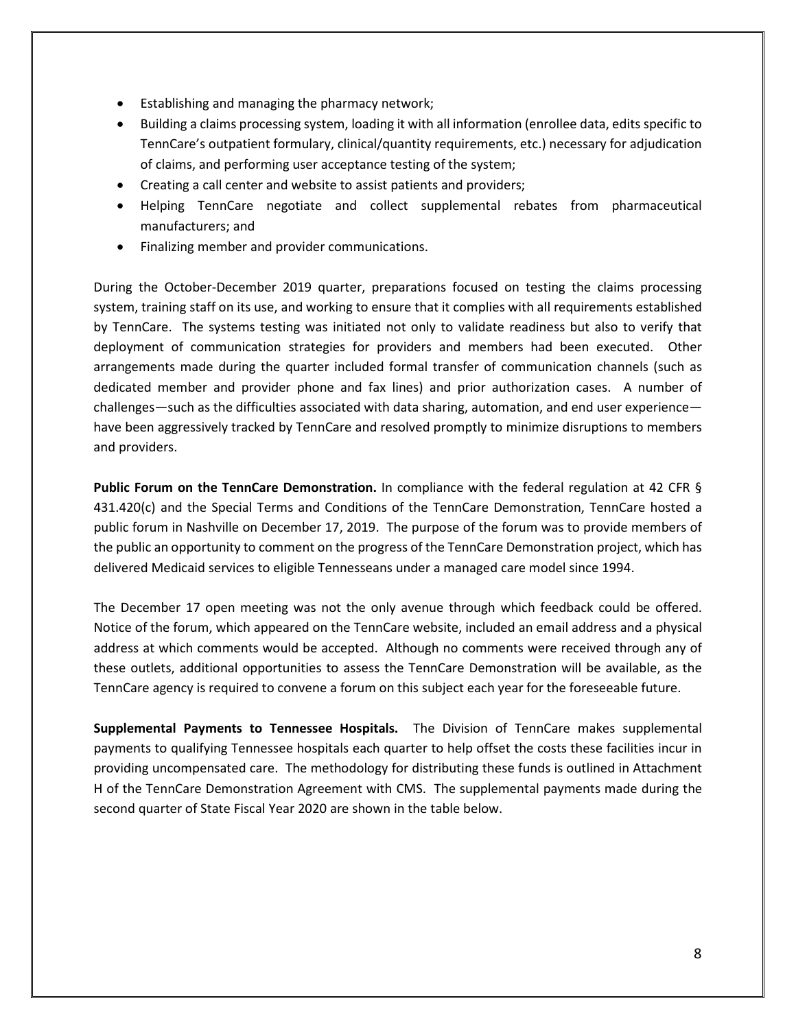- Establishing and managing the pharmacy network;
- Building a claims processing system, loading it with all information (enrollee data, edits specific to TennCare's outpatient formulary, clinical/quantity requirements, etc.) necessary for adjudication of claims, and performing user acceptance testing of the system;
- Creating a call center and website to assist patients and providers;
- Helping TennCare negotiate and collect supplemental rebates from pharmaceutical manufacturers; and
- Finalizing member and provider communications.

During the October-December 2019 quarter, preparations focused on testing the claims processing system, training staff on its use, and working to ensure that it complies with all requirements established by TennCare. The systems testing was initiated not only to validate readiness but also to verify that deployment of communication strategies for providers and members had been executed. Other arrangements made during the quarter included formal transfer of communication channels (such as dedicated member and provider phone and fax lines) and prior authorization cases. A number of challenges—such as the difficulties associated with data sharing, automation, and end user experience—have been aggressively tracked by TennCare and resolved promptly to minimize disruptions to members and providers.

**Public Forum on the TennCare Demonstration.** In compliance with the federal regulation at 42 CFR § 431.420(c) and the Special Terms and Conditions of the TennCare Demonstration, TennCare hosted a public forum in Nashville on December 17, 2019. The purpose of the forum was to provide members of the public an opportunity to comment on the progress of the TennCare Demonstration project, which has delivered Medicaid services to eligible Tennesseans under a managed care model since 1994.

The December 17 open meeting was not the only avenue through which feedback could be offered. Notice of the forum, which appeared on the TennCare website, included an email address and a physical address at which comments would be accepted. Although no comments were received through any of these outlets, additional opportunities to assess the TennCare Demonstration will be available, as the TennCare agency is required to convene a forum on this subject each year for the foreseeable future.

**Supplemental Payments to Tennessee Hospitals.** The Division of TennCare makes supplemental payments to qualifying Tennessee hospitals each quarter to help offset the costs these facilities incur in providing uncompensated care. The methodology for distributing these funds is outlined in Attachment H of the TennCare Demonstration Agreement with CMS. The supplemental payments made during the second quarter of State Fiscal Year 2020 are shown in the table below.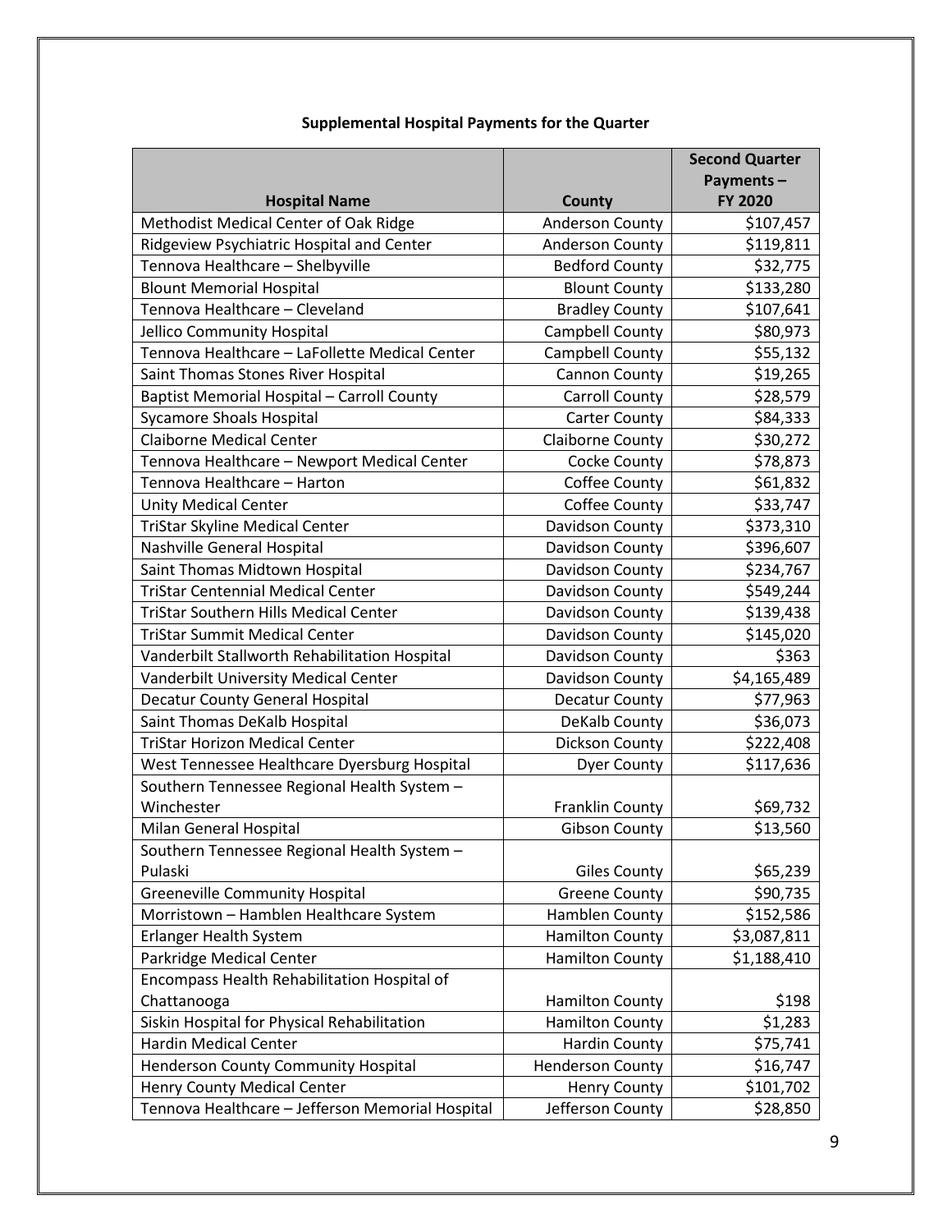**Supplemental Hospital Payments for the Quarter**

| Hospital Name | County | Second Quarter Payments – FY 2020 |
|---|---|---|
| Methodist Medical Center of Oak Ridge | Anderson County | $107,457 |
| Ridgeview Psychiatric Hospital and Center | Anderson County | $119,811 |
| Tennova Healthcare – Shelbyville | Bedford County | $32,775 |
| Blount Memorial Hospital | Blount County | $133,280 |
| Tennova Healthcare – Cleveland | Bradley County | $107,641 |
| Jellico Community Hospital | Campbell County | $80,973 |
| Tennova Healthcare – LaFollette Medical Center | Campbell County | $55,132 |
| Saint Thomas Stones River Hospital | Cannon County | $19,265 |
| Baptist Memorial Hospital – Carroll County | Carroll County | $28,579 |
| Sycamore Shoals Hospital | Carter County | $84,333 |
| Claiborne Medical Center | Claiborne County | $30,272 |
| Tennova Healthcare – Newport Medical Center | Cocke County | $78,873 |
| Tennova Healthcare – Harton | Coffee County | $61,832 |
| Unity Medical Center | Coffee County | $33,747 |
| TriStar Skyline Medical Center | Davidson County | $373,310 |
| Nashville General Hospital | Davidson County | $396,607 |
| Saint Thomas Midtown Hospital | Davidson County | $234,767 |
| TriStar Centennial Medical Center | Davidson County | $549,244 |
| TriStar Southern Hills Medical Center | Davidson County | $139,438 |
| TriStar Summit Medical Center | Davidson County | $145,020 |
| Vanderbilt Stallworth Rehabilitation Hospital | Davidson County | $363 |
| Vanderbilt University Medical Center | Davidson County | $4,165,489 |
| Decatur County General Hospital | Decatur County | $77,963 |
| Saint Thomas DeKalb Hospital | DeKalb County | $36,073 |
| TriStar Horizon Medical Center | Dickson County | $222,408 |
| West Tennessee Healthcare Dyersburg Hospital | Dyer County | $117,636 |
| Southern Tennessee Regional Health System – Winchester | Franklin County | $69,732 |
| Milan General Hospital | Gibson County | $13,560 |
| Southern Tennessee Regional Health System – Pulaski | Giles County | $65,239 |
| Greeneville Community Hospital | Greene County | $90,735 |
| Morristown – Hamblen Healthcare System | Hamblen County | $152,586 |
| Erlanger Health System | Hamilton County | $3,087,811 |
| Parkridge Medical Center | Hamilton County | $1,188,410 |
| Encompass Health Rehabilitation Hospital of Chattanooga | Hamilton County | $198 |
| Siskin Hospital for Physical Rehabilitation | Hamilton County | $1,283 |
| Hardin Medical Center | Hardin County | $75,741 |
| Henderson County Community Hospital | Henderson County | $16,747 |
| Henry County Medical Center | Henry County | $101,702 |
| Tennova Healthcare – Jefferson Memorial Hospital | Jefferson County | $28,850 |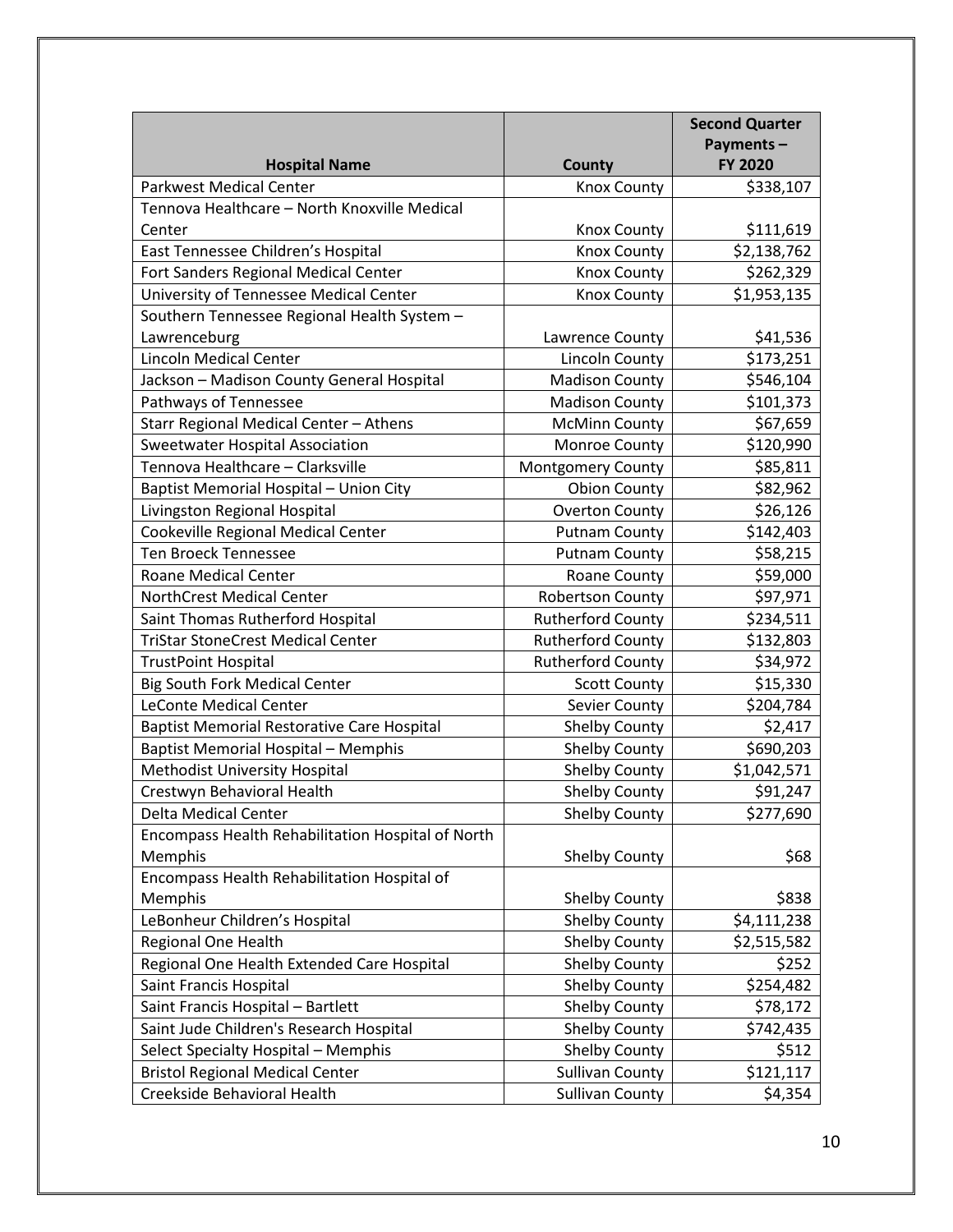| Hospital Name | County | Second Quarter Payments – FY 2020 |
|---|---|---|
| Parkwest Medical Center | Knox County | $338,107 |
| Tennova Healthcare – North Knoxville Medical Center | Knox County | $111,619 |
| East Tennessee Children's Hospital | Knox County | $2,138,762 |
| Fort Sanders Regional Medical Center | Knox County | $262,329 |
| University of Tennessee Medical Center | Knox County | $1,953,135 |
| Southern Tennessee Regional Health System – Lawrenceburg | Lawrence County | $41,536 |
| Lincoln Medical Center | Lincoln County | $173,251 |
| Jackson – Madison County General Hospital | Madison County | $546,104 |
| Pathways of Tennessee | Madison County | $101,373 |
| Starr Regional Medical Center – Athens | McMinn County | $67,659 |
| Sweetwater Hospital Association | Monroe County | $120,990 |
| Tennova Healthcare – Clarksville | Montgomery County | $85,811 |
| Baptist Memorial Hospital – Union City | Obion County | $82,962 |
| Livingston Regional Hospital | Overton County | $26,126 |
| Cookeville Regional Medical Center | Putnam County | $142,403 |
| Ten Broeck Tennessee | Putnam County | $58,215 |
| Roane Medical Center | Roane County | $59,000 |
| NorthCrest Medical Center | Robertson County | $97,971 |
| Saint Thomas Rutherford Hospital | Rutherford County | $234,511 |
| TriStar StoneCrest Medical Center | Rutherford County | $132,803 |
| TrustPoint Hospital | Rutherford County | $34,972 |
| Big South Fork Medical Center | Scott County | $15,330 |
| LeConte Medical Center | Sevier County | $204,784 |
| Baptist Memorial Restorative Care Hospital | Shelby County | $2,417 |
| Baptist Memorial Hospital – Memphis | Shelby County | $690,203 |
| Methodist University Hospital | Shelby County | $1,042,571 |
| Crestwyn Behavioral Health | Shelby County | $91,247 |
| Delta Medical Center | Shelby County | $277,690 |
| Encompass Health Rehabilitation Hospital of North Memphis | Shelby County | $68 |
| Encompass Health Rehabilitation Hospital of Memphis | Shelby County | $838 |
| LeBonheur Children's Hospital | Shelby County | $4,111,238 |
| Regional One Health | Shelby County | $2,515,582 |
| Regional One Health Extended Care Hospital | Shelby County | $252 |
| Saint Francis Hospital | Shelby County | $254,482 |
| Saint Francis Hospital – Bartlett | Shelby County | $78,172 |
| Saint Jude Children's Research Hospital | Shelby County | $742,435 |
| Select Specialty Hospital – Memphis | Shelby County | $512 |
| Bristol Regional Medical Center | Sullivan County | $121,117 |
| Creekside Behavioral Health | Sullivan County | $4,354 |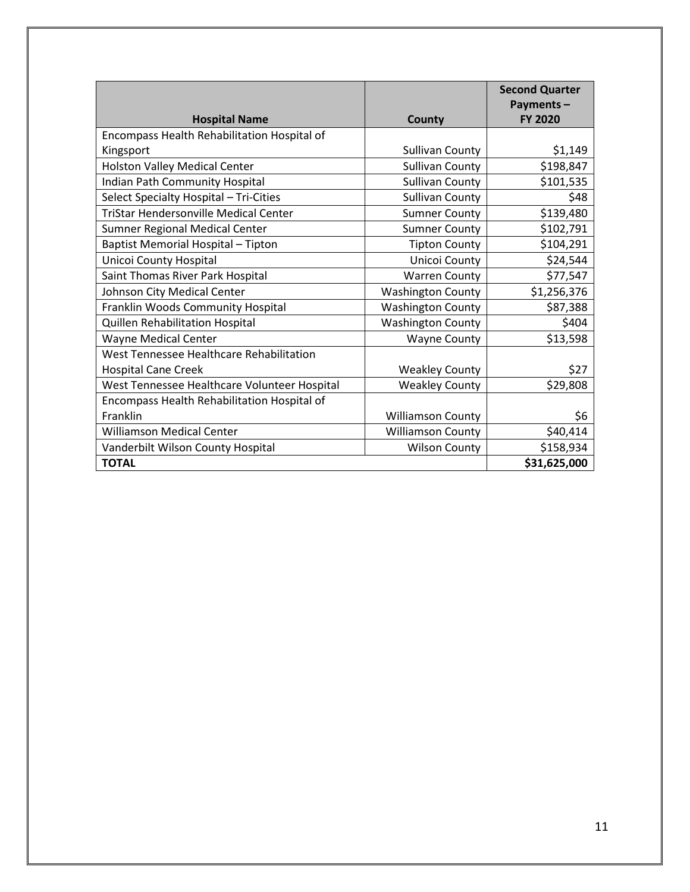| Hospital Name | County | Second Quarter Payments – FY 2020 |
|---|---|---|
| Encompass Health Rehabilitation Hospital of Kingsport | Sullivan County | $1,149 |
| Holston Valley Medical Center | Sullivan County | $198,847 |
| Indian Path Community Hospital | Sullivan County | $101,535 |
| Select Specialty Hospital – Tri-Cities | Sullivan County | $48 |
| TriStar Hendersonville Medical Center | Sumner County | $139,480 |
| Sumner Regional Medical Center | Sumner County | $102,791 |
| Baptist Memorial Hospital – Tipton | Tipton County | $104,291 |
| Unicoi County Hospital | Unicoi County | $24,544 |
| Saint Thomas River Park Hospital | Warren County | $77,547 |
| Johnson City Medical Center | Washington County | $1,256,376 |
| Franklin Woods Community Hospital | Washington County | $87,388 |
| Quillen Rehabilitation Hospital | Washington County | $404 |
| Wayne Medical Center | Wayne County | $13,598 |
| West Tennessee Healthcare Rehabilitation Hospital Cane Creek | Weakley County | $27 |
| West Tennessee Healthcare Volunteer Hospital | Weakley County | $29,808 |
| Encompass Health Rehabilitation Hospital of Franklin | Williamson County | $6 |
| Williamson Medical Center | Williamson County | $40,414 |
| Vanderbilt Wilson County Hospital | Wilson County | $158,934 |
| **TOTAL** | | **$31,625,000** |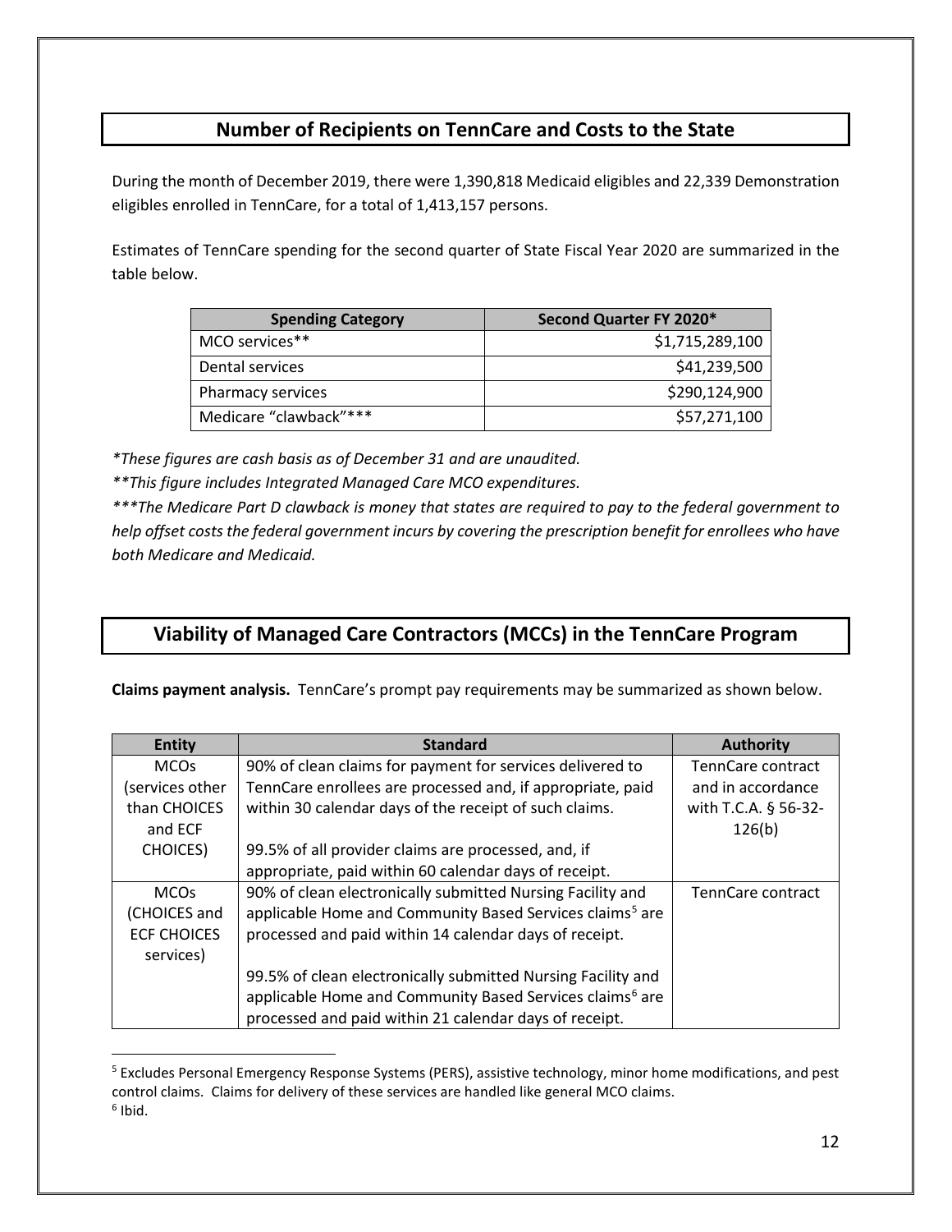## Number of Recipients on TennCare and Costs to the State

During the month of December 2019, there were 1,390,818 Medicaid eligibles and 22,339 Demonstration eligibles enrolled in TennCare, for a total of 1,413,157 persons.

Estimates of TennCare spending for the second quarter of State Fiscal Year 2020 are summarized in the table below.

| Spending Category | Second Quarter FY 2020* |
|---|---:|
| MCO services** | $1,715,289,100 |
| Dental services | $41,239,500 |
| Pharmacy services | $290,124,900 |
| Medicare "clawback"*** | $57,271,100 |

*\*These figures are cash basis as of December 31 and are unaudited.*

*\*\*This figure includes Integrated Managed Care MCO expenditures.*

*\*\*\*The Medicare Part D clawback is money that states are required to pay to the federal government to help offset costs the federal government incurs by covering the prescription benefit for enrollees who have both Medicare and Medicaid.*

## Viability of Managed Care Contractors (MCCs) in the TennCare Program

**Claims payment analysis.** TennCare's prompt pay requirements may be summarized as shown below.

| Entity | Standard | Authority |
|---|---|---|
| MCOs (services other than CHOICES and ECF CHOICES) | 90% of clean claims for payment for services delivered to TennCare enrollees are processed and, if appropriate, paid within 30 calendar days of the receipt of such claims.<br><br>99.5% of all provider claims are processed, and, if appropriate, paid within 60 calendar days of receipt. | TennCare contract and in accordance with T.C.A. § 56-32-126(b) |
| MCOs (CHOICES and ECF CHOICES services) | 90% of clean electronically submitted Nursing Facility and applicable Home and Community Based Services claims[5] are processed and paid within 14 calendar days of receipt.<br><br>99.5% of clean electronically submitted Nursing Facility and applicable Home and Community Based Services claims[6] are processed and paid within 21 calendar days of receipt. | TennCare contract |

[5] Excludes Personal Emergency Response Systems (PERS), assistive technology, minor home modifications, and pest control claims. Claims for delivery of these services are handled like general MCO claims.

[6] Ibid.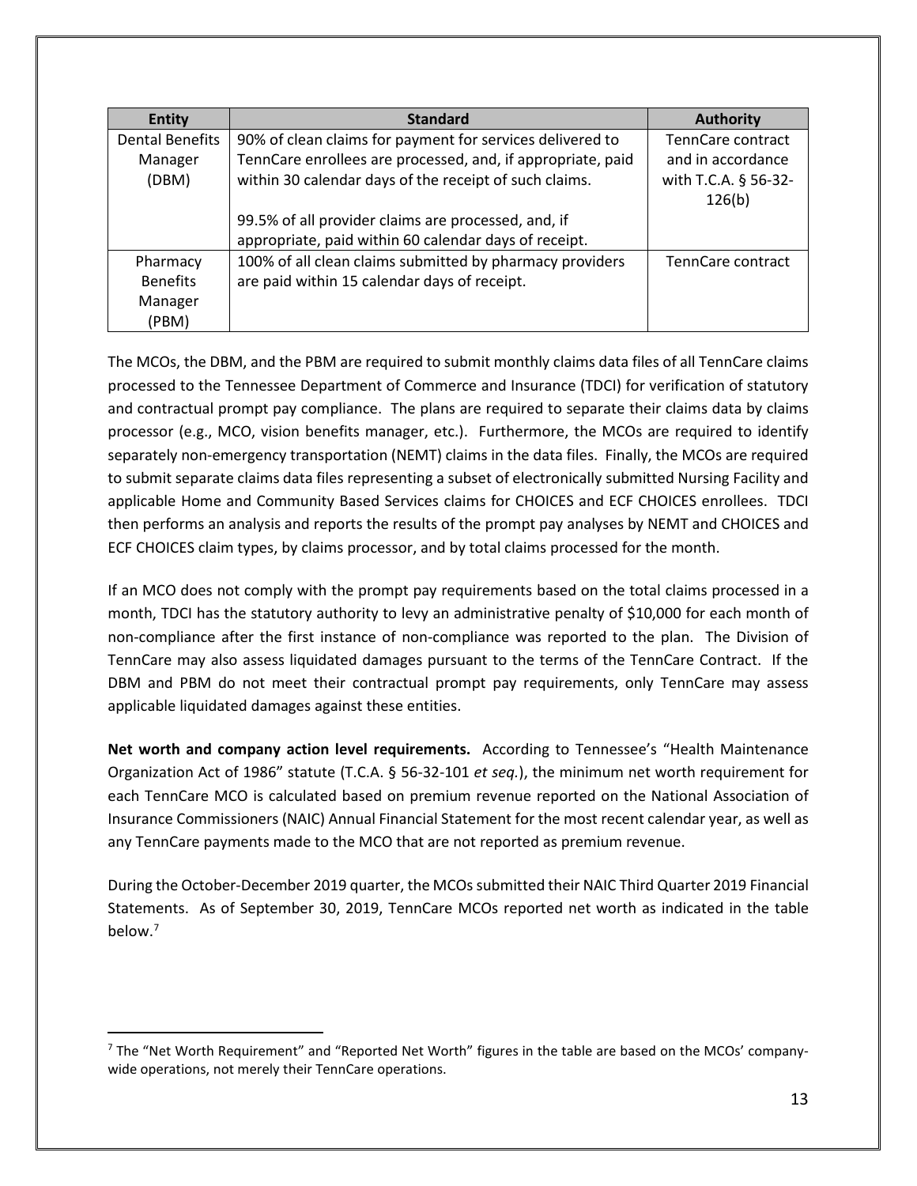| Entity | Standard | Authority |
| --- | --- | --- |
| Dental Benefits Manager (DBM) | 90% of clean claims for payment for services delivered to TennCare enrollees are processed, and, if appropriate, paid within 30 calendar days of the receipt of such claims.<br><br>99.5% of all provider claims are processed, and, if appropriate, paid within 60 calendar days of receipt. | TennCare contract and in accordance with T.C.A. § 56-32-126(b) |
| Pharmacy Benefits Manager (PBM) | 100% of all clean claims submitted by pharmacy providers are paid within 15 calendar days of receipt. | TennCare contract |

The MCOs, the DBM, and the PBM are required to submit monthly claims data files of all TennCare claims processed to the Tennessee Department of Commerce and Insurance (TDCI) for verification of statutory and contractual prompt pay compliance. The plans are required to separate their claims data by claims processor (e.g., MCO, vision benefits manager, etc.). Furthermore, the MCOs are required to identify separately non-emergency transportation (NEMT) claims in the data files. Finally, the MCOs are required to submit separate claims data files representing a subset of electronically submitted Nursing Facility and applicable Home and Community Based Services claims for CHOICES and ECF CHOICES enrollees. TDCI then performs an analysis and reports the results of the prompt pay analyses by NEMT and CHOICES and ECF CHOICES claim types, by claims processor, and by total claims processed for the month.

If an MCO does not comply with the prompt pay requirements based on the total claims processed in a month, TDCI has the statutory authority to levy an administrative penalty of $10,000 for each month of non-compliance after the first instance of non-compliance was reported to the plan. The Division of TennCare may also assess liquidated damages pursuant to the terms of the TennCare Contract. If the DBM and PBM do not meet their contractual prompt pay requirements, only TennCare may assess applicable liquidated damages against these entities.

**Net worth and company action level requirements.** According to Tennessee's "Health Maintenance Organization Act of 1986" statute (T.C.A. § 56-32-101 *et seq.*), the minimum net worth requirement for each TennCare MCO is calculated based on premium revenue reported on the National Association of Insurance Commissioners (NAIC) Annual Financial Statement for the most recent calendar year, as well as any TennCare payments made to the MCO that are not reported as premium revenue.

During the October-December 2019 quarter, the MCOs submitted their NAIC Third Quarter 2019 Financial Statements. As of September 30, 2019, TennCare MCOs reported net worth as indicated in the table below.[7]

[7] The "Net Worth Requirement" and "Reported Net Worth" figures in the table are based on the MCOs' company-wide operations, not merely their TennCare operations.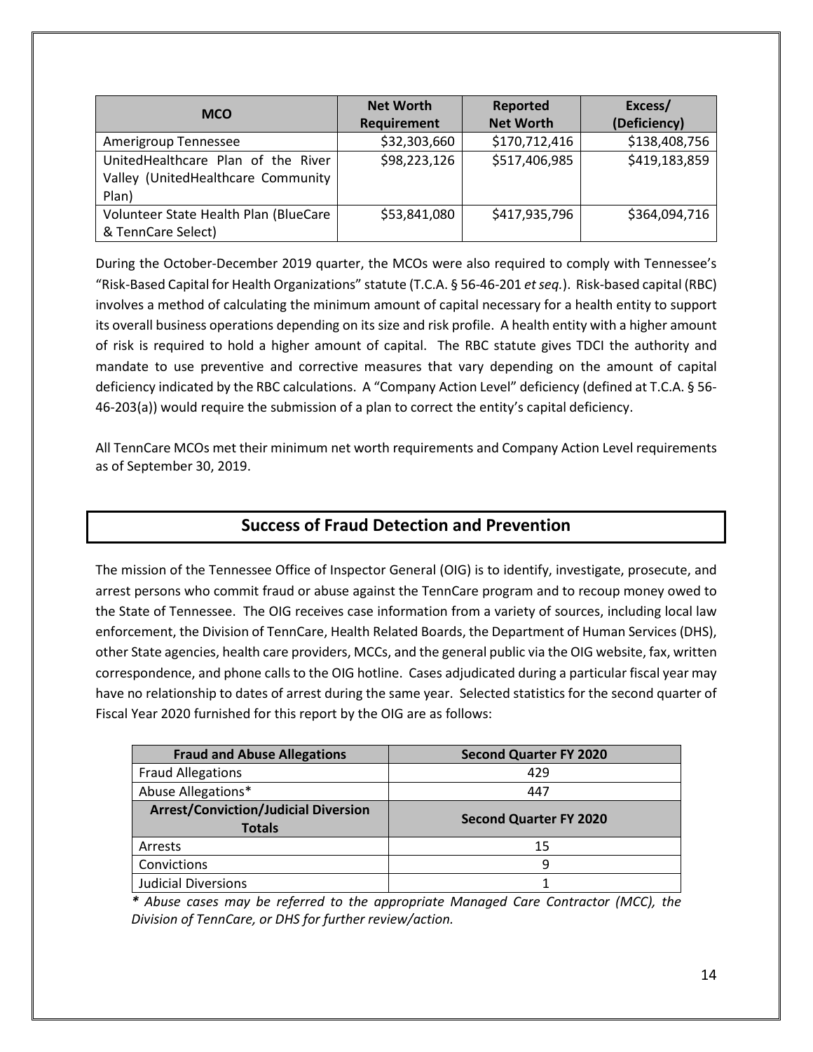| MCO | Net Worth Requirement | Reported Net Worth | Excess/ (Deficiency) |
|---|---|---|---|
| Amerigroup Tennessee | $32,303,660 | $170,712,416 | $138,408,756 |
| UnitedHealthcare Plan of the River Valley (UnitedHealthcare Community Plan) | $98,223,126 | $517,406,985 | $419,183,859 |
| Volunteer State Health Plan (BlueCare & TennCare Select) | $53,841,080 | $417,935,796 | $364,094,716 |

During the October-December 2019 quarter, the MCOs were also required to comply with Tennessee's "Risk-Based Capital for Health Organizations" statute (T.C.A. § 56-46-201 *et seq.*). Risk-based capital (RBC) involves a method of calculating the minimum amount of capital necessary for a health entity to support its overall business operations depending on its size and risk profile. A health entity with a higher amount of risk is required to hold a higher amount of capital. The RBC statute gives TDCI the authority and mandate to use preventive and corrective measures that vary depending on the amount of capital deficiency indicated by the RBC calculations. A "Company Action Level" deficiency (defined at T.C.A. § 56-46-203(a)) would require the submission of a plan to correct the entity's capital deficiency.

All TennCare MCOs met their minimum net worth requirements and Company Action Level requirements as of September 30, 2019.

## Success of Fraud Detection and Prevention

The mission of the Tennessee Office of Inspector General (OIG) is to identify, investigate, prosecute, and arrest persons who commit fraud or abuse against the TennCare program and to recoup money owed to the State of Tennessee. The OIG receives case information from a variety of sources, including local law enforcement, the Division of TennCare, Health Related Boards, the Department of Human Services (DHS), other State agencies, health care providers, MCCs, and the general public via the OIG website, fax, written correspondence, and phone calls to the OIG hotline. Cases adjudicated during a particular fiscal year may have no relationship to dates of arrest during the same year. Selected statistics for the second quarter of Fiscal Year 2020 furnished for this report by the OIG are as follows:

| Fraud and Abuse Allegations | Second Quarter FY 2020 |
|---|---|
| Fraud Allegations | 429 |
| Abuse Allegations* | 447 |
| **Arrest/Conviction/Judicial Diversion Totals** | **Second Quarter FY 2020** |
| Arrests | 15 |
| Convictions | 9 |
| Judicial Diversions | 1 |

*\* Abuse cases may be referred to the appropriate Managed Care Contractor (MCC), the Division of TennCare, or DHS for further review/action.*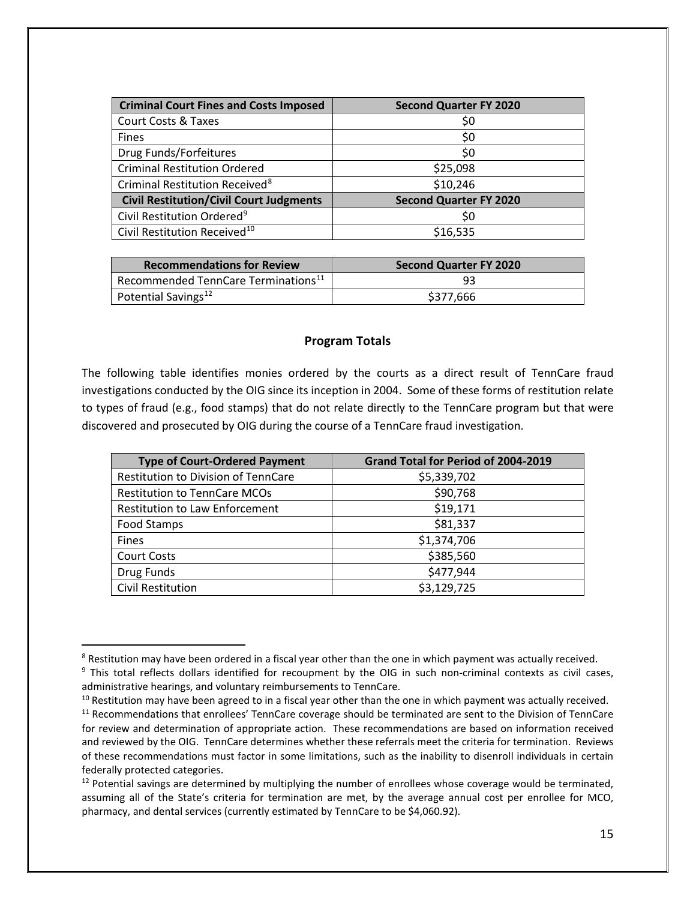| Criminal Court Fines and Costs Imposed | Second Quarter FY 2020 |
|---|---|
| Court Costs & Taxes | $0 |
| Fines | $0 |
| Drug Funds/Forfeitures | $0 |
| Criminal Restitution Ordered | $25,098 |
| Criminal Restitution Received[8] | $10,246 |
| **Civil Restitution/Civil Court Judgments** | **Second Quarter FY 2020** |
| Civil Restitution Ordered[9] | $0 |
| Civil Restitution Received[10] | $16,535 |

| Recommendations for Review | Second Quarter FY 2020 |
|---|---|
| Recommended TennCare Terminations[11] | 93 |
| Potential Savings[12] | $377,666 |

## Program Totals

The following table identifies monies ordered by the courts as a direct result of TennCare fraud investigations conducted by the OIG since its inception in 2004. Some of these forms of restitution relate to types of fraud (e.g., food stamps) that do not relate directly to the TennCare program but that were discovered and prosecuted by OIG during the course of a TennCare fraud investigation.

| Type of Court-Ordered Payment | Grand Total for Period of 2004-2019 |
|---|---|
| Restitution to Division of TennCare | $5,339,702 |
| Restitution to TennCare MCOs | $90,768 |
| Restitution to Law Enforcement | $19,171 |
| Food Stamps | $81,337 |
| Fines | $1,374,706 |
| Court Costs | $385,560 |
| Drug Funds | $477,944 |
| Civil Restitution | $3,129,725 |

[8] Restitution may have been ordered in a fiscal year other than the one in which payment was actually received.

[9] This total reflects dollars identified for recoupment by the OIG in such non-criminal contexts as civil cases, administrative hearings, and voluntary reimbursements to TennCare.

[10] Restitution may have been agreed to in a fiscal year other than the one in which payment was actually received.

[11] Recommendations that enrollees' TennCare coverage should be terminated are sent to the Division of TennCare for review and determination of appropriate action. These recommendations are based on information received and reviewed by the OIG. TennCare determines whether these referrals meet the criteria for termination. Reviews of these recommendations must factor in some limitations, such as the inability to disenroll individuals in certain federally protected categories.

[12] Potential savings are determined by multiplying the number of enrollees whose coverage would be terminated, assuming all of the State's criteria for termination are met, by the average annual cost per enrollee for MCO, pharmacy, and dental services (currently estimated by TennCare to be $4,060.92).